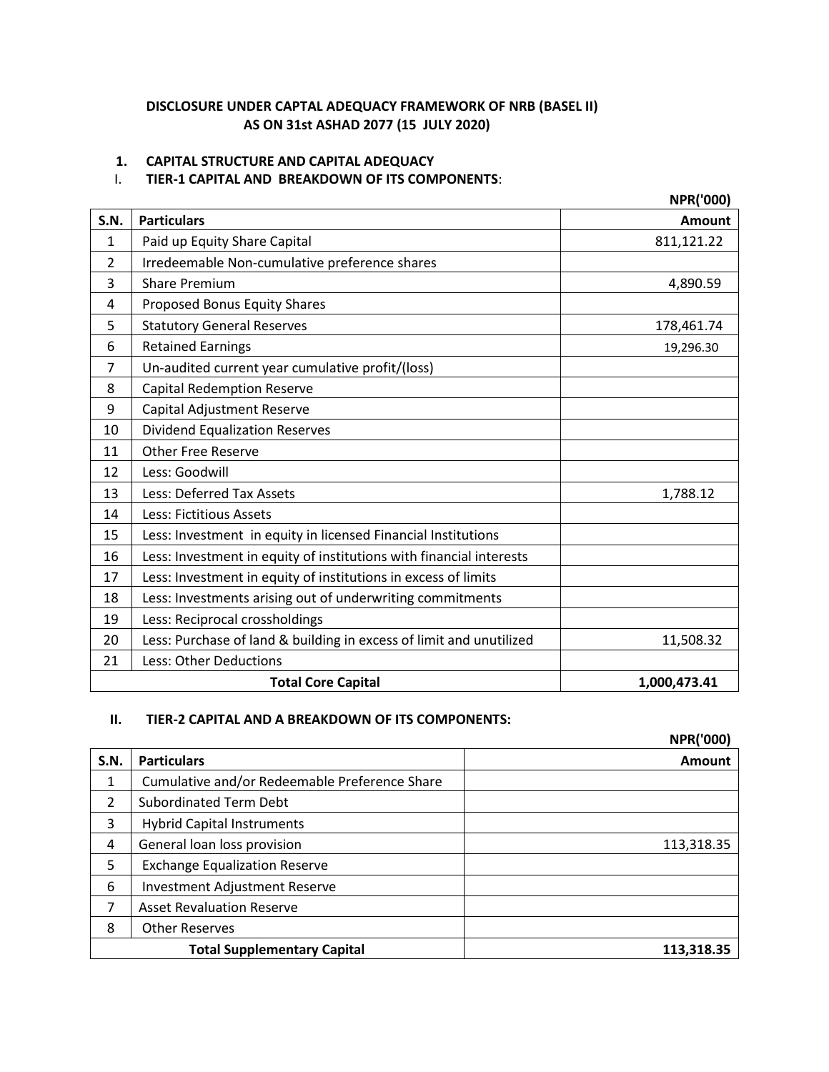# DISCLOSURE UNDER CAPTAL ADEQUACY FRAMEWORK OF NRB (BASEL II)
## AS ON 31st ASHAD 2077 (15 JULY 2020)

### 1. CAPITAL STRUCTURE AND CAPITAL ADEQUACY

### I. TIER-1 CAPITAL AND BREAKDOWN OF ITS COMPONENTS:

NPR('000)

| S.N. | Particulars | Amount |
|---|---|---|
| 1 | Paid up Equity Share Capital | 811,121.22 |
| 2 | Irredeemable Non-cumulative preference shares | |
| 3 | Share Premium | 4,890.59 |
| 4 | Proposed Bonus Equity Shares | |
| 5 | Statutory General Reserves | 178,461.74 |
| 6 | Retained Earnings | 19,296.30 |
| 7 | Un-audited current year cumulative profit/(loss) | |
| 8 | Capital Redemption Reserve | |
| 9 | Capital Adjustment Reserve | |
| 10 | Dividend Equalization Reserves | |
| 11 | Other Free Reserve | |
| 12 | Less: Goodwill | |
| 13 | Less: Deferred Tax Assets | 1,788.12 |
| 14 | Less: Fictitious Assets | |
| 15 | Less: Investment in equity in licensed Financial Institutions | |
| 16 | Less: Investment in equity of institutions with financial interests | |
| 17 | Less: Investment in equity of institutions in excess of limits | |
| 18 | Less: Investments arising out of underwriting commitments | |
| 19 | Less: Reciprocal crossholdings | |
| 20 | Less: Purchase of land & building in excess of limit and unutilized | 11,508.32 |
| 21 | Less: Other Deductions | |
| | **Total Core Capital** | **1,000,473.41** |

### II. TIER-2 CAPITAL AND A BREAKDOWN OF ITS COMPONENTS:

NPR('000)

| S.N. | Particulars | Amount |
|---|---|---|
| 1 | Cumulative and/or Redeemable Preference Share | |
| 2 | Subordinated Term Debt | |
| 3 | Hybrid Capital Instruments | |
| 4 | General loan loss provision | 113,318.35 |
| 5 | Exchange Equalization Reserve | |
| 6 | Investment Adjustment Reserve | |
| 7 | Asset Revaluation Reserve | |
| 8 | Other Reserves | |
| | **Total Supplementary Capital** | **113,318.35** |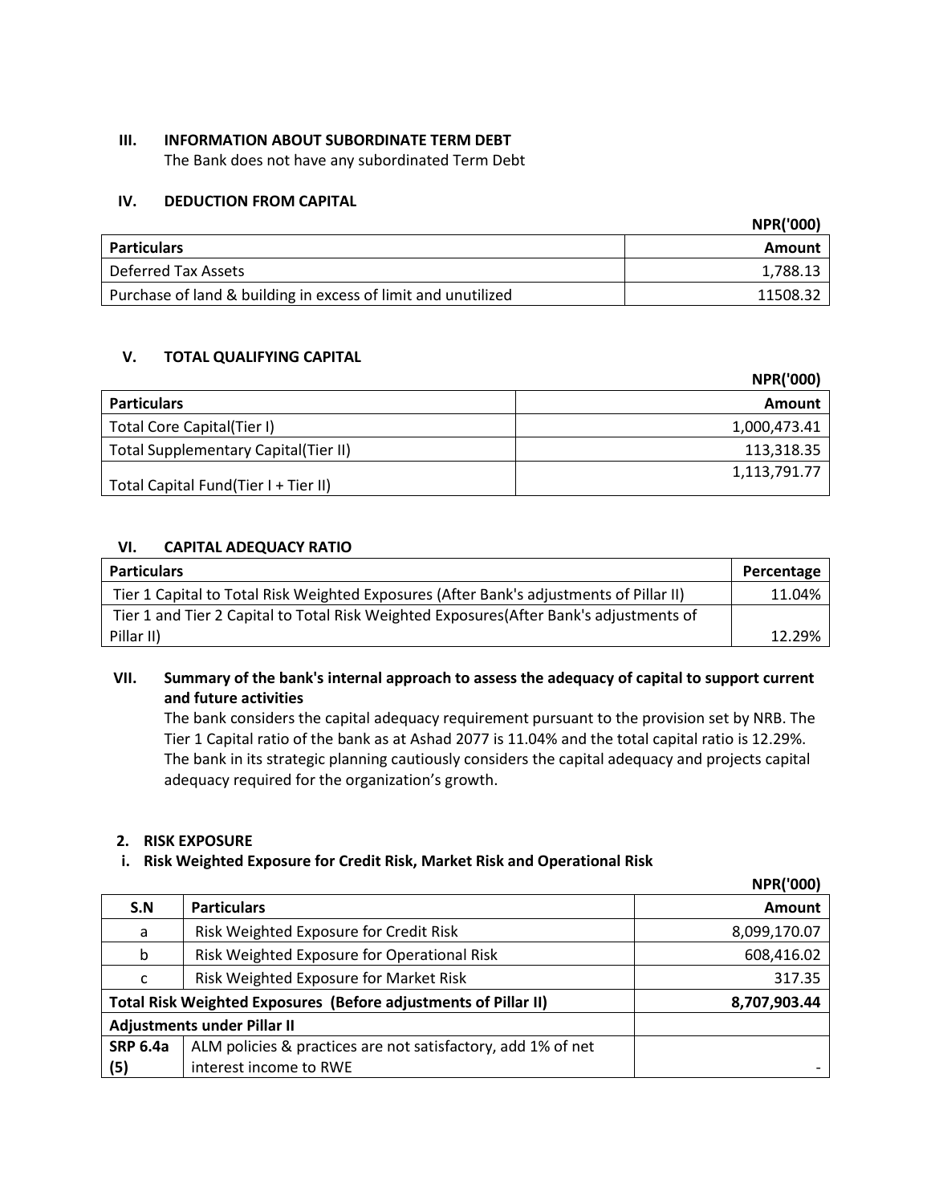### III. INFORMATION ABOUT SUBORDINATE TERM DEBT

The Bank does not have any subordinated Term Debt

### IV. DEDUCTION FROM CAPITAL

NPR('000)

| Particulars | Amount |
|---|---|
| Deferred Tax Assets | 1,788.13 |
| Purchase of land & building in excess of limit and unutilized | 11508.32 |

### V. TOTAL QUALIFYING CAPITAL

NPR('000)

| Particulars | Amount |
|---|---|
| Total Core Capital(Tier I) | 1,000,473.41 |
| Total Supplementary Capital(Tier II) | 113,318.35 |
| Total Capital Fund(Tier I + Tier II) | 1,113,791.77 |

### VI. CAPITAL ADEQUACY RATIO

| Particulars | Percentage |
|---|---|
| Tier 1 Capital to Total Risk Weighted Exposures (After Bank's adjustments of Pillar II) | 11.04% |
| Tier 1 and Tier 2 Capital to Total Risk Weighted Exposures(After Bank's adjustments of Pillar II) | 12.29% |

### VII. Summary of the bank's internal approach to assess the adequacy of capital to support current and future activities

The bank considers the capital adequacy requirement pursuant to the provision set by NRB. The Tier 1 Capital ratio of the bank as at Ashad 2077 is 11.04% and the total capital ratio is 12.29%. The bank in its strategic planning cautiously considers the capital adequacy and projects capital adequacy required for the organization's growth.

## 2. RISK EXPOSURE

### i. Risk Weighted Exposure for Credit Risk, Market Risk and Operational Risk

NPR('000)

| S.N | Particulars | Amount |
|---|---|---|
| a | Risk Weighted Exposure for Credit Risk | 8,099,170.07 |
| b | Risk Weighted Exposure for Operational Risk | 608,416.02 |
| c | Risk Weighted Exposure for Market Risk | 317.35 |
| **Total Risk Weighted Exposures (Before adjustments of Pillar II)** | | **8,707,903.44** |
| **Adjustments under Pillar II** | | |
| **SRP 6.4a (5)** | ALM policies & practices are not satisfactory, add 1% of net interest income to RWE | - |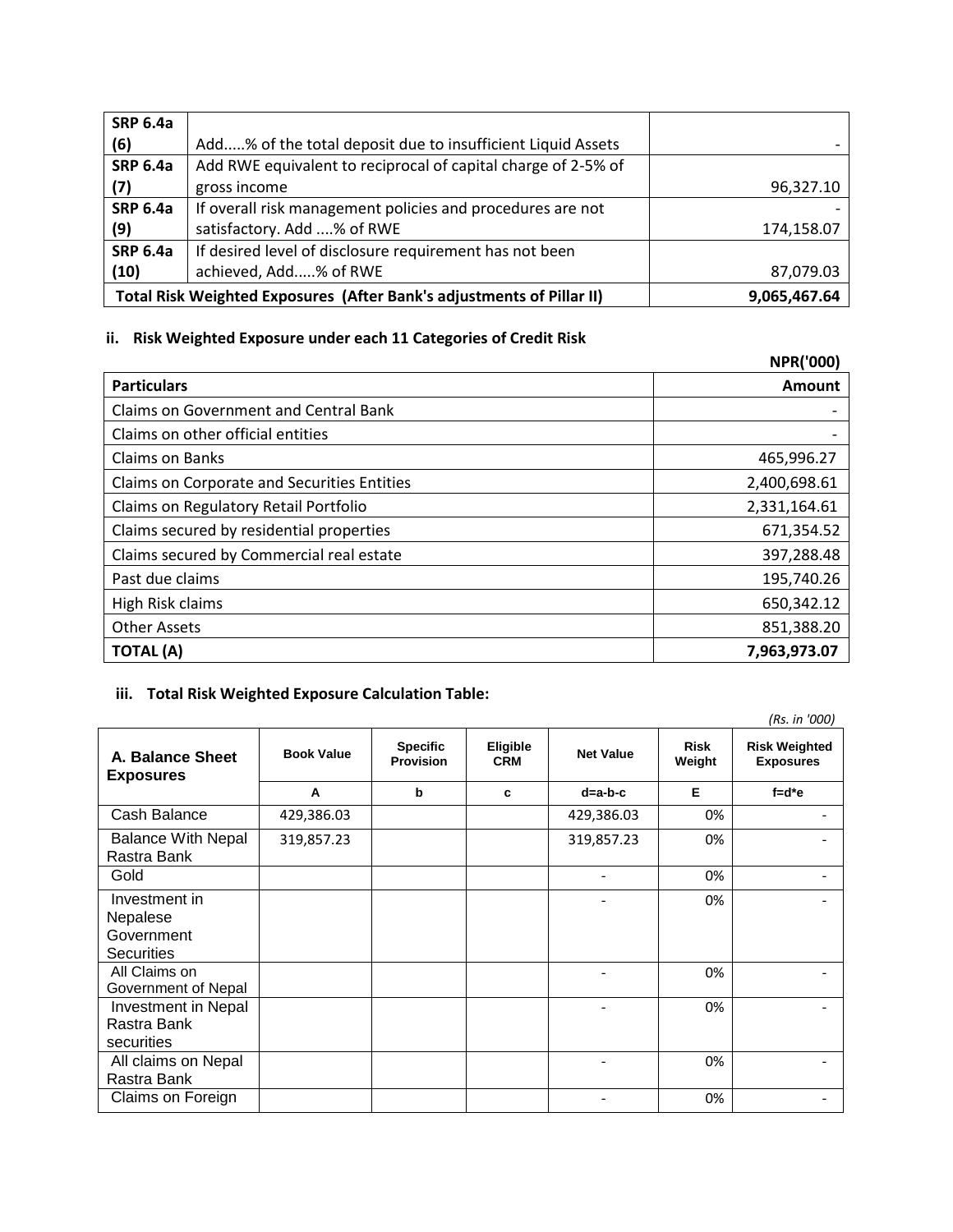| | | |
|---|---|---|
| SRP 6.4a (6) | Add.....% of the total deposit due to insufficient Liquid Assets | - |
| SRP 6.4a (7) | Add RWE equivalent to reciprocal of capital charge of 2-5% of gross income | 96,327.10 |
| SRP 6.4a (9) | If overall risk management policies and procedures are not satisfactory. Add ....% of RWE | - 174,158.07 |
| SRP 6.4a (10) | If desired level of disclosure requirement has not been achieved, Add.....% of RWE | 87,079.03 |
| **Total Risk Weighted Exposures (After Bank's adjustments of Pillar II)** | | **9,065,467.64** |

### ii. Risk Weighted Exposure under each 11 Categories of Credit Risk

**NPR('000)**

| Particulars | Amount |
|---|---:|
| Claims on Government and Central Bank | - |
| Claims on other official entities | - |
| Claims on Banks | 465,996.27 |
| Claims on Corporate and Securities Entities | 2,400,698.61 |
| Claims on Regulatory Retail Portfolio | 2,331,164.61 |
| Claims secured by residential properties | 671,354.52 |
| Claims secured by Commercial real estate | 397,288.48 |
| Past due claims | 195,740.26 |
| High Risk claims | 650,342.12 |
| Other Assets | 851,388.20 |
| **TOTAL (A)** | **7,963,973.07** |

### iii. Total Risk Weighted Exposure Calculation Table:

*(Rs. in '000)*

| A. Balance Sheet Exposures | Book Value | Specific Provision | Eligible CRM | Net Value | Risk Weight | Risk Weighted Exposures |
|---|---|---|---|---|---|---|
| | A | b | c | d=a-b-c | E | f=d*e |
| Cash Balance | 429,386.03 | | | 429,386.03 | 0% | - |
| Balance With Nepal Rastra Bank | 319,857.23 | | | 319,857.23 | 0% | - |
| Gold | | | | - | 0% | - |
| Investment in Nepalese Government Securities | | | | - | 0% | - |
| All Claims on Government of Nepal | | | | - | 0% | - |
| Investment in Nepal Rastra Bank securities | | | | - | 0% | - |
| All claims on Nepal Rastra Bank | | | | - | 0% | - |
| Claims on Foreign | | | | - | 0% | - |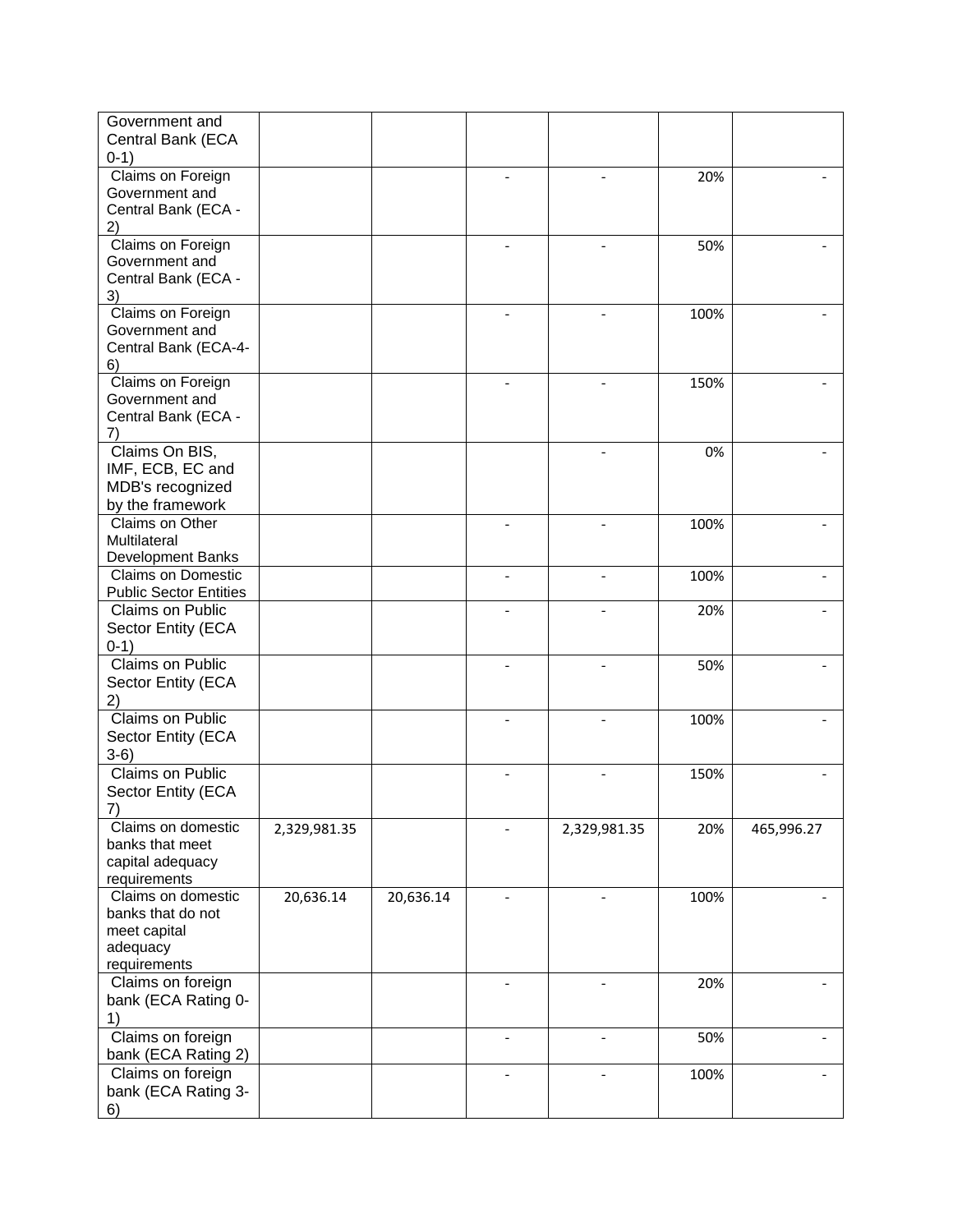| | | | | | | |
|---|---|---|---|---|---|---|
| Government and Central Bank (ECA 0-1) | | | | | | |
| Claims on Foreign Government and Central Bank (ECA - 2) | | | - | - | 20% | - |
| Claims on Foreign Government and Central Bank (ECA - 3) | | | - | - | 50% | - |
| Claims on Foreign Government and Central Bank (ECA-4-6) | | | - | - | 100% | - |
| Claims on Foreign Government and Central Bank (ECA - 7) | | | - | - | 150% | - |
| Claims On BIS, IMF, ECB, EC and MDB's recognized by the framework | | | | - | 0% | - |
| Claims on Other Multilateral Development Banks | | | - | - | 100% | - |
| Claims on Domestic Public Sector Entities | | | - | - | 100% | - |
| Claims on Public Sector Entity (ECA 0-1) | | | - | - | 20% | - |
| Claims on Public Sector Entity (ECA 2) | | | - | - | 50% | - |
| Claims on Public Sector Entity (ECA 3-6) | | | - | - | 100% | - |
| Claims on Public Sector Entity (ECA 7) | | | - | - | 150% | - |
| Claims on domestic banks that meet capital adequacy requirements | 2,329,981.35 | | - | 2,329,981.35 | 20% | 465,996.27 |
| Claims on domestic banks that do not meet capital adequacy requirements | 20,636.14 | 20,636.14 | - | - | 100% | - |
| Claims on foreign bank (ECA Rating 0-1) | | | - | - | 20% | - |
| Claims on foreign bank (ECA Rating 2) | | | - | - | 50% | - |
| Claims on foreign bank (ECA Rating 3-6) | | | - | - | 100% | - |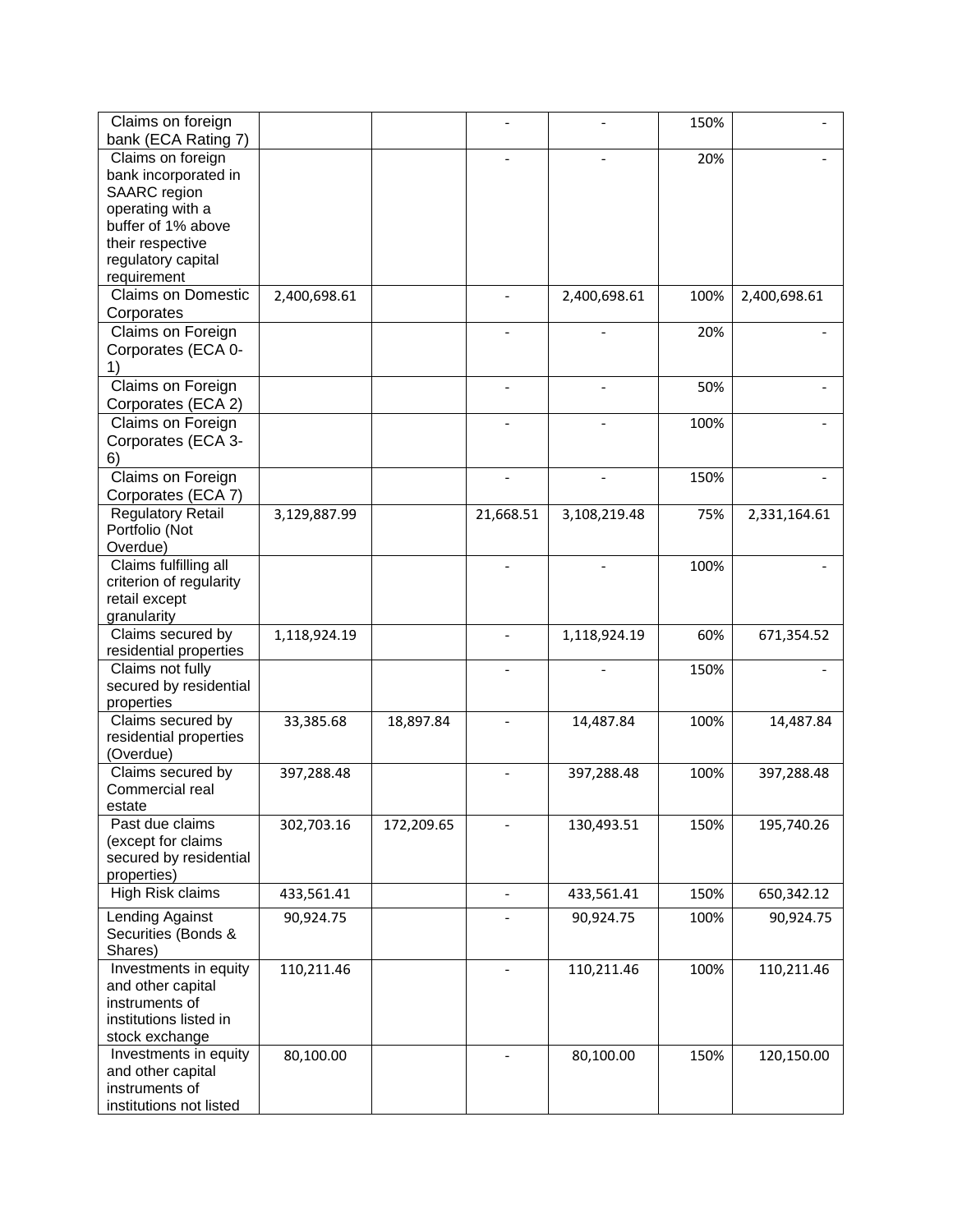| | | | | | | |
|---|---|---|---|---|---|---|
| Claims on foreign bank (ECA Rating 7) | | | - | - | 150% | - |
| Claims on foreign bank incorporated in SAARC region operating with a buffer of 1% above their respective regulatory capital requirement | | | - | - | 20% | - |
| Claims on Domestic Corporates | 2,400,698.61 | | - | 2,400,698.61 | 100% | 2,400,698.61 |
| Claims on Foreign Corporates (ECA 0-1) | | | - | - | 20% | - |
| Claims on Foreign Corporates (ECA 2) | | | - | - | 50% | - |
| Claims on Foreign Corporates (ECA 3-6) | | | - | - | 100% | - |
| Claims on Foreign Corporates (ECA 7) | | | - | - | 150% | - |
| Regulatory Retail Portfolio (Not Overdue) | 3,129,887.99 | | 21,668.51 | 3,108,219.48 | 75% | 2,331,164.61 |
| Claims fulfilling all criterion of regularity retail except granularity | | | - | - | 100% | - |
| Claims secured by residential properties | 1,118,924.19 | | - | 1,118,924.19 | 60% | 671,354.52 |
| Claims not fully secured by residential properties | | | - | - | 150% | - |
| Claims secured by residential properties (Overdue) | 33,385.68 | 18,897.84 | - | 14,487.84 | 100% | 14,487.84 |
| Claims secured by Commercial real estate | 397,288.48 | | - | 397,288.48 | 100% | 397,288.48 |
| Past due claims (except for claims secured by residential properties) | 302,703.16 | 172,209.65 | - | 130,493.51 | 150% | 195,740.26 |
| High Risk claims | 433,561.41 | | - | 433,561.41 | 150% | 650,342.12 |
| Lending Against Securities (Bonds & Shares) | 90,924.75 | | - | 90,924.75 | 100% | 90,924.75 |
| Investments in equity and other capital instruments of institutions listed in stock exchange | 110,211.46 | | - | 110,211.46 | 100% | 110,211.46 |
| Investments in equity and other capital instruments of institutions not listed | 80,100.00 | | - | 80,100.00 | 150% | 120,150.00 |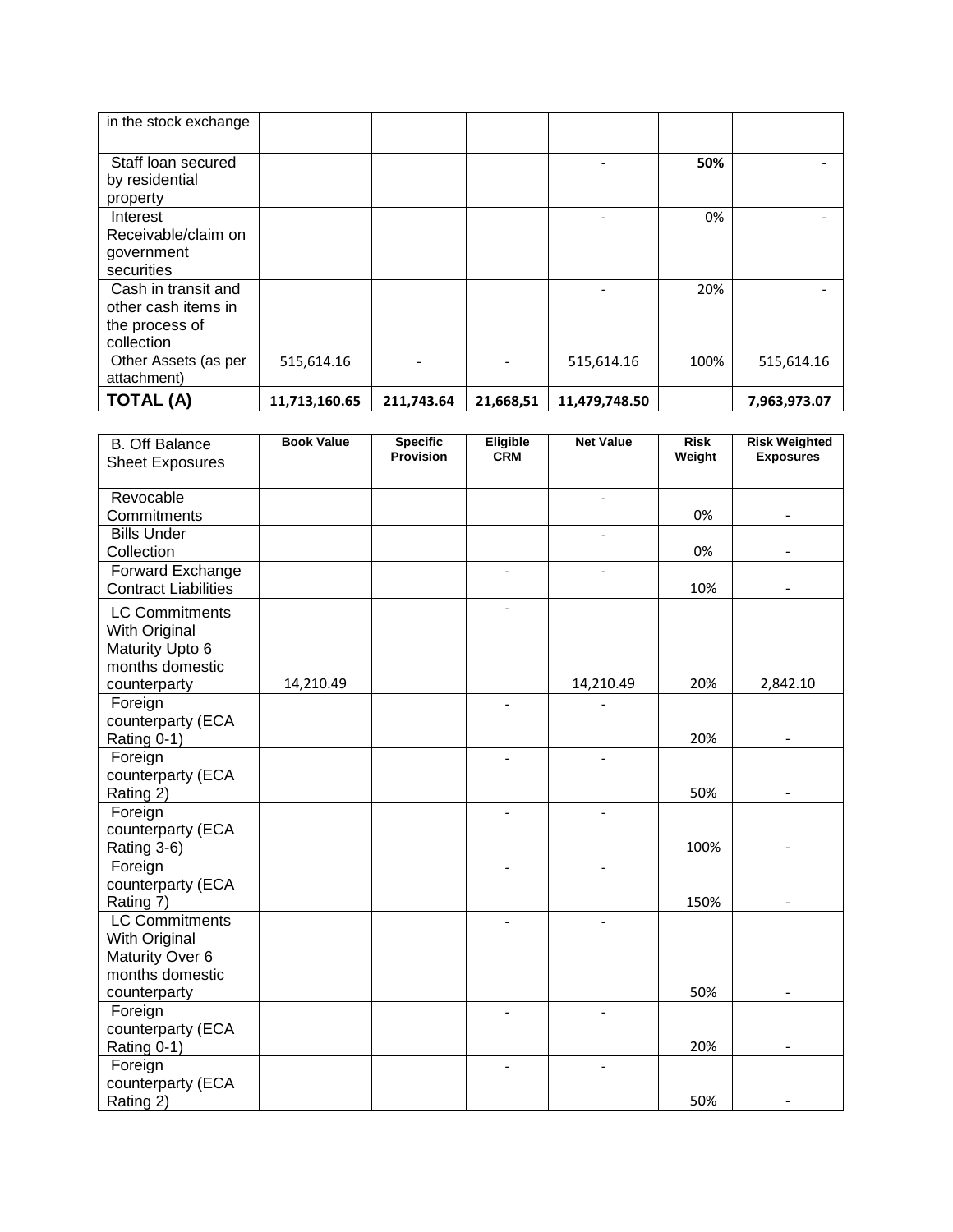| in the stock exchange | | | | | | |
|---|---|---|---|---|---|---|
| Staff loan secured by residential property | | | | - | **50%** | - |
| Interest Receivable/claim on government securities | | | | - | 0% | - |
| Cash in transit and other cash items in the process of collection | | | | - | 20% | - |
| Other Assets (as per attachment) | 515,614.16 | - | - | 515,614.16 | 100% | 515,614.16 |
| **TOTAL (A)** | **11,713,160.65** | **211,743.64** | **21,668,51** | **11,479,748.50** | | **7,963,973.07** |

| B. Off Balance Sheet Exposures | Book Value | Specific Provision | Eligible CRM | Net Value | Risk Weight | Risk Weighted Exposures |
|---|---|---|---|---|---|---|
| Revocable Commitments | | | | - | 0% | - |
| Bills Under Collection | | | | - | 0% | - |
| Forward Exchange Contract Liabilities | | | - | - | 10% | - |
| LC Commitments With Original Maturity Upto 6 months domestic counterparty | 14,210.49 | | - | 14,210.49 | 20% | 2,842.10 |
| Foreign counterparty (ECA Rating 0-1) | | | - | - | 20% | - |
| Foreign counterparty (ECA Rating 2) | | | - | - | 50% | - |
| Foreign counterparty (ECA Rating 3-6) | | | - | - | 100% | - |
| Foreign counterparty (ECA Rating 7) | | | - | - | 150% | - |
| LC Commitments With Original Maturity Over 6 months domestic counterparty | | | - | - | 50% | - |
| Foreign counterparty (ECA Rating 0-1) | | | - | - | 20% | - |
| Foreign counterparty (ECA Rating 2) | | | - | - | 50% | - |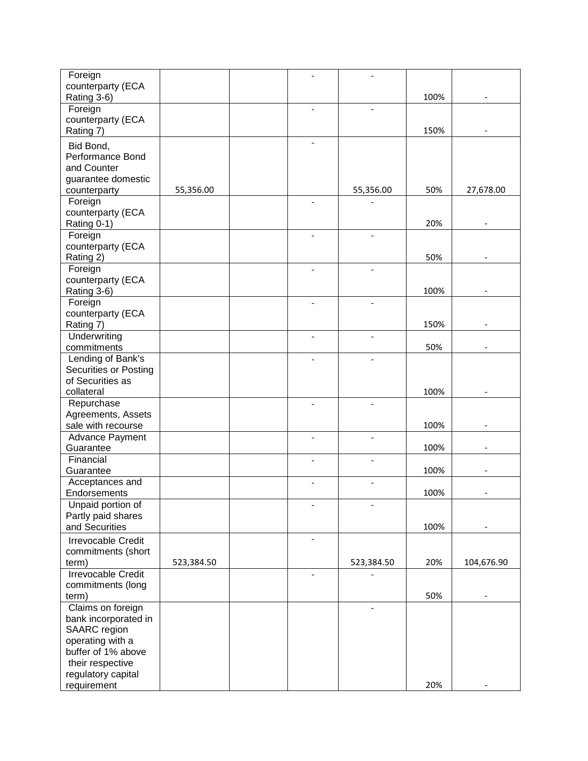| | | | | | | |
|---|---|---|---|---|---|---|
| Foreign counterparty (ECA Rating 3-6) | | | - | - | 100% | - |
| Foreign counterparty (ECA Rating 7) | | | - | - | 150% | - |
| Bid Bond, Performance Bond and Counter guarantee domestic counterparty | 55,356.00 | | - | 55,356.00 | 50% | 27,678.00 |
| Foreign counterparty (ECA Rating 0-1) | | | - | - | 20% | - |
| Foreign counterparty (ECA Rating 2) | | | - | - | 50% | - |
| Foreign counterparty (ECA Rating 3-6) | | | - | - | 100% | - |
| Foreign counterparty (ECA Rating 7) | | | - | - | 150% | - |
| Underwriting commitments | | | - | - | 50% | - |
| Lending of Bank's Securities or Posting of Securities as collateral | | | - | - | 100% | - |
| Repurchase Agreements, Assets sale with recourse | | | - | - | 100% | - |
| Advance Payment Guarantee | | | - | - | 100% | - |
| Financial Guarantee | | | - | - | 100% | - |
| Acceptances and Endorsements | | | - | - | 100% | - |
| Unpaid portion of Partly paid shares and Securities | | | - | - | 100% | - |
| Irrevocable Credit commitments (short term) | 523,384.50 | | - | 523,384.50 | 20% | 104,676.90 |
| Irrevocable Credit commitments (long term) | | | - | - | 50% | - |
| Claims on foreign bank incorporated in SAARC region operating with a buffer of 1% above their respective regulatory capital requirement | | | | - | 20% | - |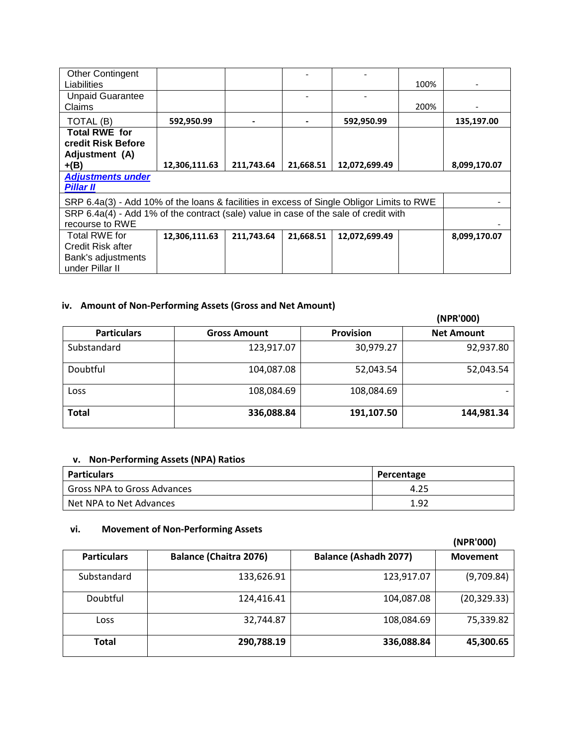| Other Contingent Liabilities | | | - | - | 100% | - |
|---|---|---|---|---|---|---|
| Unpaid Guarantee Claims | | | - | - | 200% | - |
| TOTAL (B) | **592,950.99** | **-** | **-** | **592,950.99** | | **135,197.00** |
| **Total RWE for credit Risk Before Adjustment (A) +(B)** | **12,306,111.63** | **211,743.64** | **21,668.51** | **12,072,699.49** | | **8,099,170.07** |
| ***Adjustments under Pillar II*** | | | | | | |
| SRP 6.4a(3) - Add 10% of the loans & facilities in excess of Single Obligor Limits to RWE | | | | | | - |
| SRP 6.4a(4) - Add 1% of the contract (sale) value in case of the sale of credit with recourse to RWE | | | | | | - |
| Total RWE for Credit Risk after Bank's adjustments under Pillar II | **12,306,111.63** | **211,743.64** | **21,668.51** | **12,072,699.49** | | **8,099,170.07** |

### iv. Amount of Non-Performing Assets (Gross and Net Amount)

**(NPR'000)**

| Particulars | Gross Amount | Provision | Net Amount |
|---|---|---|---|
| Substandard | 123,917.07 | 30,979.27 | 92,937.80 |
| Doubtful | 104,087.08 | 52,043.54 | 52,043.54 |
| Loss | 108,084.69 | 108,084.69 | - |
| **Total** | **336,088.84** | **191,107.50** | **144,981.34** |

### v. Non-Performing Assets (NPA) Ratios

| Particulars | Percentage |
|---|---|
| Gross NPA to Gross Advances | 4.25 |
| Net NPA to Net Advances | 1.92 |

### vi. Movement of Non-Performing Assets

**(NPR'000)**

| Particulars | Balance (Chaitra 2076) | Balance (Ashadh 2077) | Movement |
|---|---|---|---|
| Substandard | 133,626.91 | 123,917.07 | (9,709.84) |
| Doubtful | 124,416.41 | 104,087.08 | (20,329.33) |
| Loss | 32,744.87 | 108,084.69 | 75,339.82 |
| **Total** | **290,788.19** | **336,088.84** | **45,300.65** |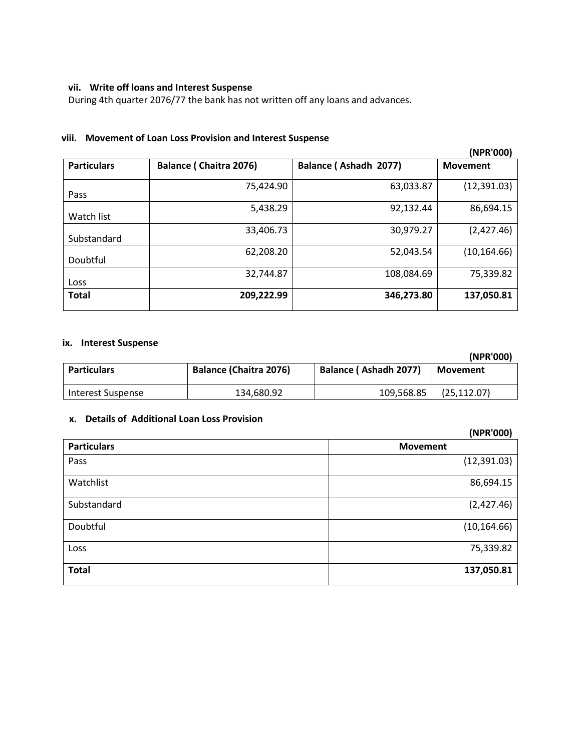### vii. Write off loans and Interest Suspense

During 4th quarter 2076/77 the bank has not written off any loans and advances.

### viii. Movement of Loan Loss Provision and Interest Suspense

**(NPR'000)**

| Particulars | Balance ( Chaitra 2076) | Balance ( Ashadh 2077) | Movement |
|---|---|---|---|
| Pass | 75,424.90 | 63,033.87 | (12,391.03) |
| Watch list | 5,438.29 | 92,132.44 | 86,694.15 |
| Substandard | 33,406.73 | 30,979.27 | (2,427.46) |
| Doubtful | 62,208.20 | 52,043.54 | (10,164.66) |
| Loss | 32,744.87 | 108,084.69 | 75,339.82 |
| **Total** | **209,222.99** | **346,273.80** | **137,050.81** |

### ix. Interest Suspense

**(NPR'000)**

| Particulars | Balance (Chaitra 2076) | Balance ( Ashadh 2077) | Movement |
|---|---|---|---|
| Interest Suspense | 134,680.92 | 109,568.85 | (25,112.07) |

### x. Details of Additional Loan Loss Provision

**(NPR'000)**

| Particulars | Movement |
|---|---|
| Pass | (12,391.03) |
| Watchlist | 86,694.15 |
| Substandard | (2,427.46) |
| Doubtful | (10,164.66) |
| Loss | 75,339.82 |
| **Total** | **137,050.81** |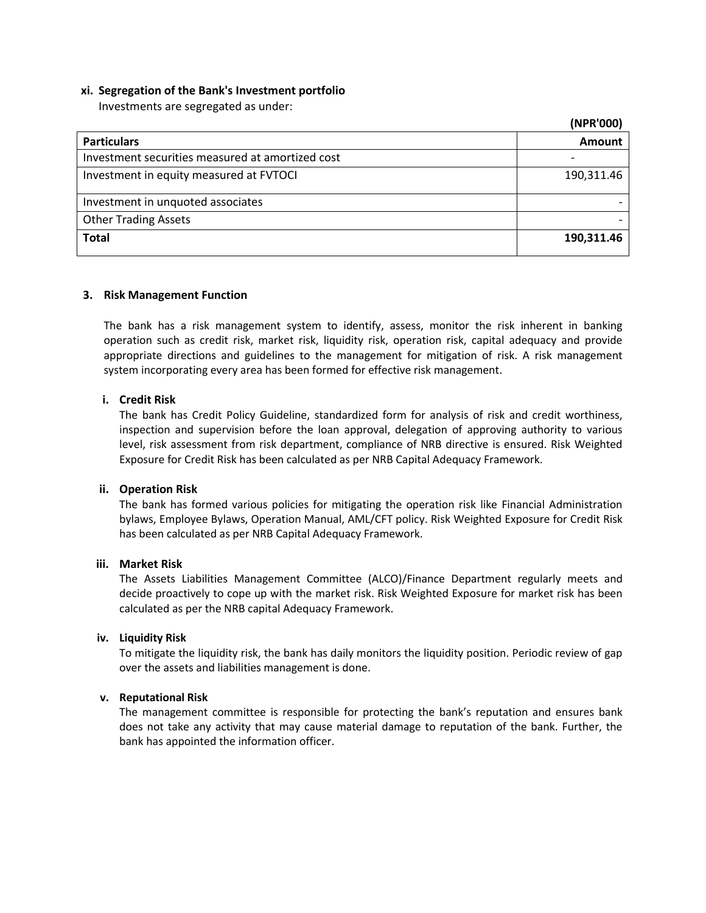**xi. Segregation of the Bank's Investment portfolio**

Investments are segregated as under:

**(NPR'000)**

| **Particulars** | **Amount** |
|---|---|
| Investment securities measured at amortized cost | - |
| Investment in equity measured at FVTOCI | 190,311.46 |
| Investment in unquoted associates | - |
| Other Trading Assets | - |
| **Total** | **190,311.46** |

## 3. Risk Management Function

The bank has a risk management system to identify, assess, monitor the risk inherent in banking operation such as credit risk, market risk, liquidity risk, operation risk, capital adequacy and provide appropriate directions and guidelines to the management for mitigation of risk. A risk management system incorporating every area has been formed for effective risk management.

**i. Credit Risk**

The bank has Credit Policy Guideline, standardized form for analysis of risk and credit worthiness, inspection and supervision before the loan approval, delegation of approving authority to various level, risk assessment from risk department, compliance of NRB directive is ensured. Risk Weighted Exposure for Credit Risk has been calculated as per NRB Capital Adequacy Framework.

**ii. Operation Risk**

The bank has formed various policies for mitigating the operation risk like Financial Administration bylaws, Employee Bylaws, Operation Manual, AML/CFT policy. Risk Weighted Exposure for Credit Risk has been calculated as per NRB Capital Adequacy Framework.

**iii. Market Risk**

The Assets Liabilities Management Committee (ALCO)/Finance Department regularly meets and decide proactively to cope up with the market risk. Risk Weighted Exposure for market risk has been calculated as per the NRB capital Adequacy Framework.

**iv. Liquidity Risk**

To mitigate the liquidity risk, the bank has daily monitors the liquidity position. Periodic review of gap over the assets and liabilities management is done.

**v. Reputational Risk**

The management committee is responsible for protecting the bank's reputation and ensures bank does not take any activity that may cause material damage to reputation of the bank. Further, the bank has appointed the information officer.